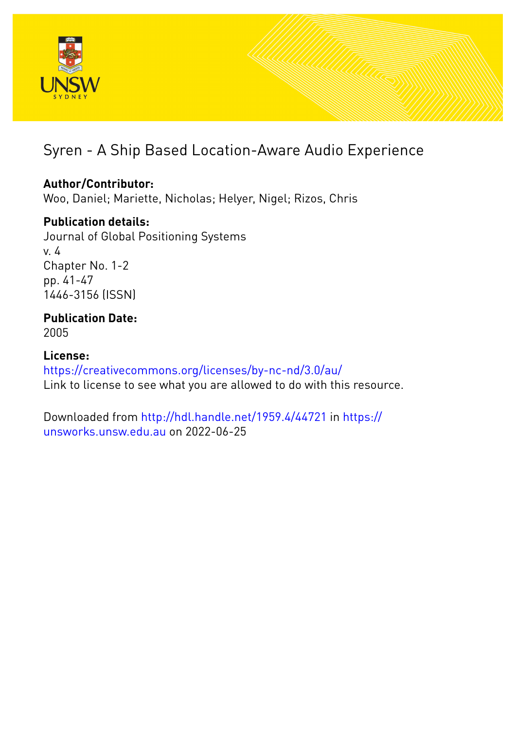# Syren - A Ship Based Location-Aware Audio Experience

**Author/Contributor:**
Woo, Daniel; Mariette, Nicholas; Helyer, Nigel; Rizos, Chris

**Publication details:**
Journal of Global Positioning Systems
v. 4
Chapter No. 1-2
pp. 41-47
1446-3156 (ISSN)

**Publication Date:**
2005

**License:**
https://creativecommons.org/licenses/by-nc-nd/3.0/au/
Link to license to see what you are allowed to do with this resource.

Downloaded from http://hdl.handle.net/1959.4/44721 in https://unsworks.unsw.edu.au on 2022-06-25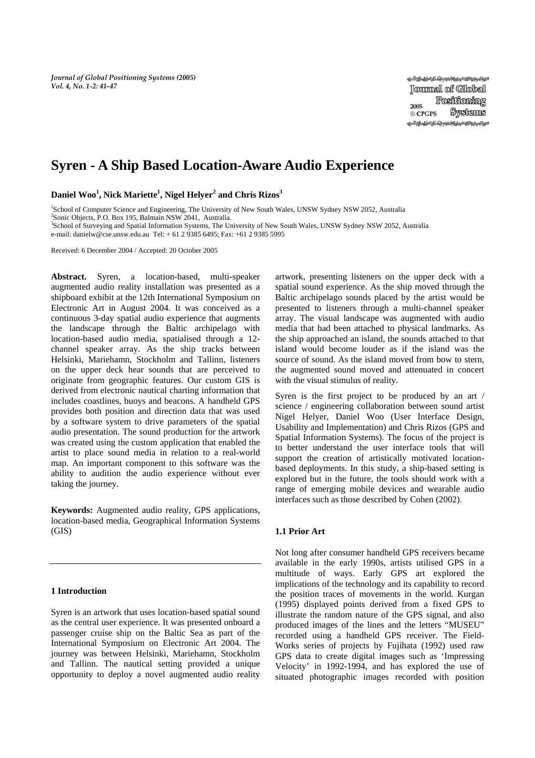# Syren - A Ship Based Location-Aware Audio Experience

**Daniel Woo[1], Nick Mariette[1], Nigel Helyer[2] and Chris Rizos[3]**

[1]School of Computer Science and Engineering, The University of New South Wales, UNSW Sydney NSW 2052, Australia
[2]Sonic Objects, P.O. Box 195, Balmain NSW 2041, Australia.
[3]School of Surveying and Spatial Information Systems, The University of New South Wales, UNSW Sydney NSW 2052, Australia
e-mail: danielw@cse.unsw.edu.au Tel: + 61 2 9385 6495; Fax: +61 2 9385 5995

Received: 6 December 2004 / Accepted: 20 October 2005

**Abstract.** Syren, a location-based, multi-speaker augmented audio reality installation was presented as a shipboard exhibit at the 12th International Symposium on Electronic Art in August 2004. It was conceived as a continuous 3-day spatial audio experience that augments the landscape through the Baltic archipelago with location-based audio media, spatialised through a 12-channel speaker array. As the ship tracks between Helsinki, Mariehamn, Stockholm and Tallinn, listeners on the upper deck hear sounds that are perceived to originate from geographic features. Our custom GIS is derived from electronic nautical charting information that includes coastlines, buoys and beacons. A handheld GPS provides both position and direction data that was used by a software system to drive parameters of the spatial audio presentation. The sound production for the artwork was created using the custom application that enabled the artist to place sound media in relation to a real-world map. An important component to this software was the ability to audition the audio experience without ever taking the journey.

**Keywords:** Augmented audio reality, GPS applications, location-based media, Geographical Information Systems (GIS)

## 1 Introduction

Syren is an artwork that uses location-based spatial sound as the central user experience. It was presented onboard a passenger cruise ship on the Baltic Sea as part of the International Symposium on Electronic Art 2004. The journey was between Helsinki, Mariehamn, Stockholm and Tallinn. The nautical setting provided a unique opportunity to deploy a novel augmented audio reality artwork, presenting listeners on the upper deck with a spatial sound experience. As the ship moved through the Baltic archipelago sounds placed by the artist would be presented to listeners through a multi-channel speaker array. The visual landscape was augmented with audio media that had been attached to physical landmarks. As the ship approached an island, the sounds attached to that island would become louder as if the island was the source of sound. As the island moved from bow to stern, the augmented sound moved and attenuated in concert with the visual stimulus of reality.

Syren is the first project to be produced by an art / science / engineering collaboration between sound artist Nigel Helyer, Daniel Woo (User Interface Design, Usability and Implementation) and Chris Rizos (GPS and Spatial Information Systems). The focus of the project is to better understand the user interface tools that will support the creation of artistically motivated location-based deployments. In this study, a ship-based setting is explored but in the future, the tools should work with a range of emerging mobile devices and wearable audio interfaces such as those described by Cohen (2002).

### 1.1 Prior Art

Not long after consumer handheld GPS receivers became available in the early 1990s, artists utilised GPS in a multitude of ways. Early GPS art explored the implications of the technology and its capability to record the position traces of movements in the world. Kurgan (1995) displayed points derived from a fixed GPS to illustrate the random nature of the GPS signal, and also produced images of the lines and the letters "MUSEU" recorded using a handheld GPS receiver. The Field-Works series of projects by Fujihata (1992) used raw GPS data to create digital images such as 'Impressing Velocity' in 1992-1994, and has explored the use of situated photographic images recorded with position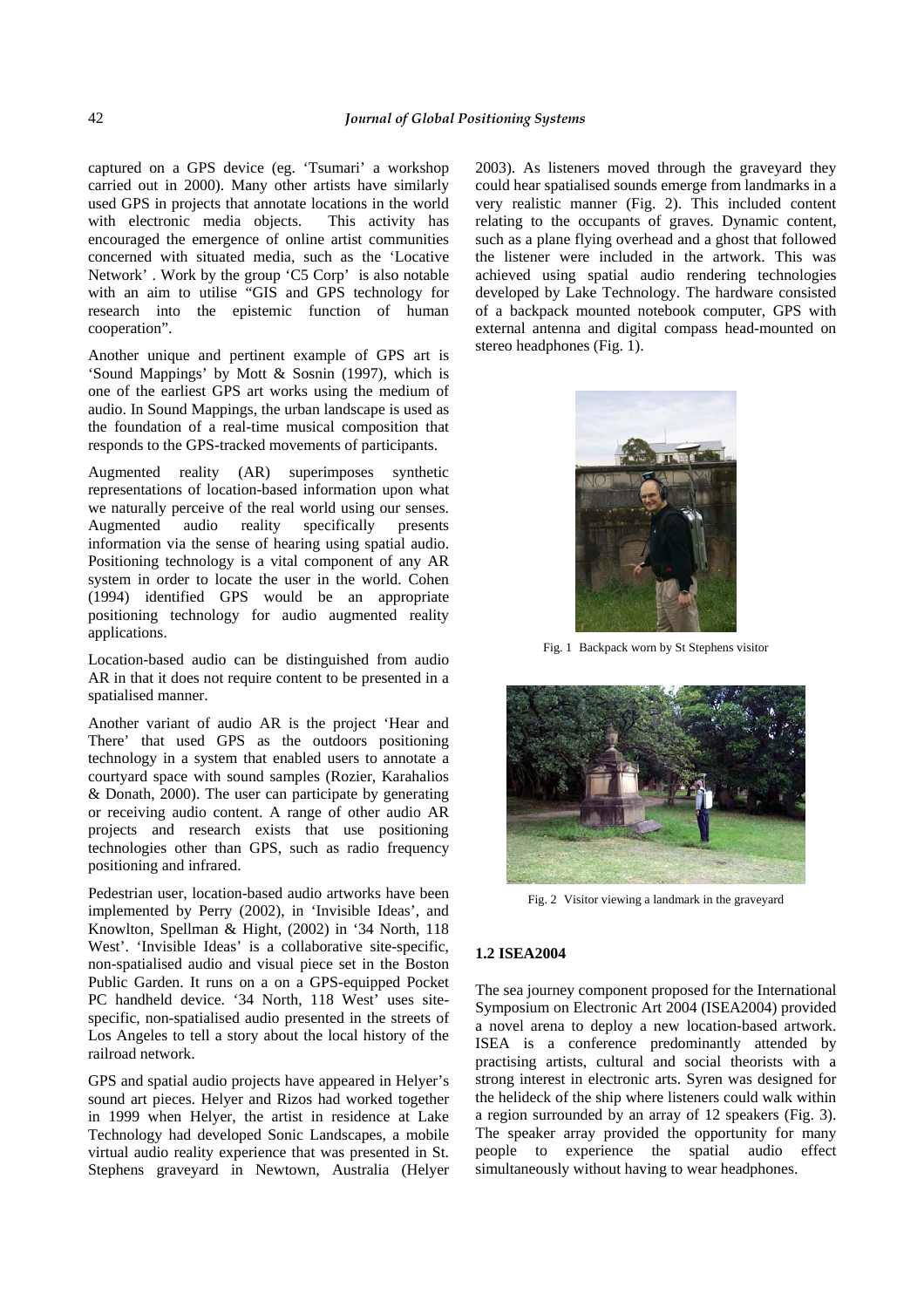captured on a GPS device (eg. 'Tsumari' a workshop carried out in 2000). Many other artists have similarly used GPS in projects that annotate locations in the world with electronic media objects. This activity has encouraged the emergence of online artist communities concerned with situated media, such as the 'Locative Network' . Work by the group 'C5 Corp' is also notable with an aim to utilise "GIS and GPS technology for research into the epistemic function of human cooperation".

Another unique and pertinent example of GPS art is 'Sound Mappings' by Mott & Sosnin (1997), which is one of the earliest GPS art works using the medium of audio. In Sound Mappings, the urban landscape is used as the foundation of a real-time musical composition that responds to the GPS-tracked movements of participants.

Augmented reality (AR) superimposes synthetic representations of location-based information upon what we naturally perceive of the real world using our senses. Augmented audio reality specifically presents information via the sense of hearing using spatial audio. Positioning technology is a vital component of any AR system in order to locate the user in the world. Cohen (1994) identified GPS would be an appropriate positioning technology for audio augmented reality applications.

Location-based audio can be distinguished from audio AR in that it does not require content to be presented in a spatialised manner.

Another variant of audio AR is the project 'Hear and There' that used GPS as the outdoors positioning technology in a system that enabled users to annotate a courtyard space with sound samples (Rozier, Karahalios & Donath, 2000). The user can participate by generating or receiving audio content. A range of other audio AR projects and research exists that use positioning technologies other than GPS, such as radio frequency positioning and infrared.

Pedestrian user, location-based audio artworks have been implemented by Perry (2002), in 'Invisible Ideas', and Knowlton, Spellman & Hight, (2002) in '34 North, 118 West'. 'Invisible Ideas' is a collaborative site-specific, non-spatialised audio and visual piece set in the Boston Public Garden. It runs on a on a GPS-equipped Pocket PC handheld device. '34 North, 118 West' uses site-specific, non-spatialised audio presented in the streets of Los Angeles to tell a story about the local history of the railroad network.

GPS and spatial audio projects have appeared in Helyer's sound art pieces. Helyer and Rizos had worked together in 1999 when Helyer, the artist in residence at Lake Technology had developed Sonic Landscapes, a mobile virtual audio reality experience that was presented in St. Stephens graveyard in Newtown, Australia (Helyer 2003). As listeners moved through the graveyard they could hear spatialised sounds emerge from landmarks in a very realistic manner (Fig. 2). This included content relating to the occupants of graves. Dynamic content, such as a plane flying overhead and a ghost that followed the listener were included in the artwork. This was achieved using spatial audio rendering technologies developed by Lake Technology. The hardware consisted of a backpack mounted notebook computer, GPS with external antenna and digital compass head-mounted on stereo headphones (Fig. 1).

Fig. 1 Backpack worn by St Stephens visitor

Fig. 2 Visitor viewing a landmark in the graveyard

### 1.2 ISEA2004

The sea journey component proposed for the International Symposium on Electronic Art 2004 (ISEA2004) provided a novel arena to deploy a new location-based artwork. ISEA is a conference predominantly attended by practising artists, cultural and social theorists with a strong interest in electronic arts. Syren was designed for the helideck of the ship where listeners could walk within a region surrounded by an array of 12 speakers (Fig. 3). The speaker array provided the opportunity for many people to experience the spatial audio effect simultaneously without having to wear headphones.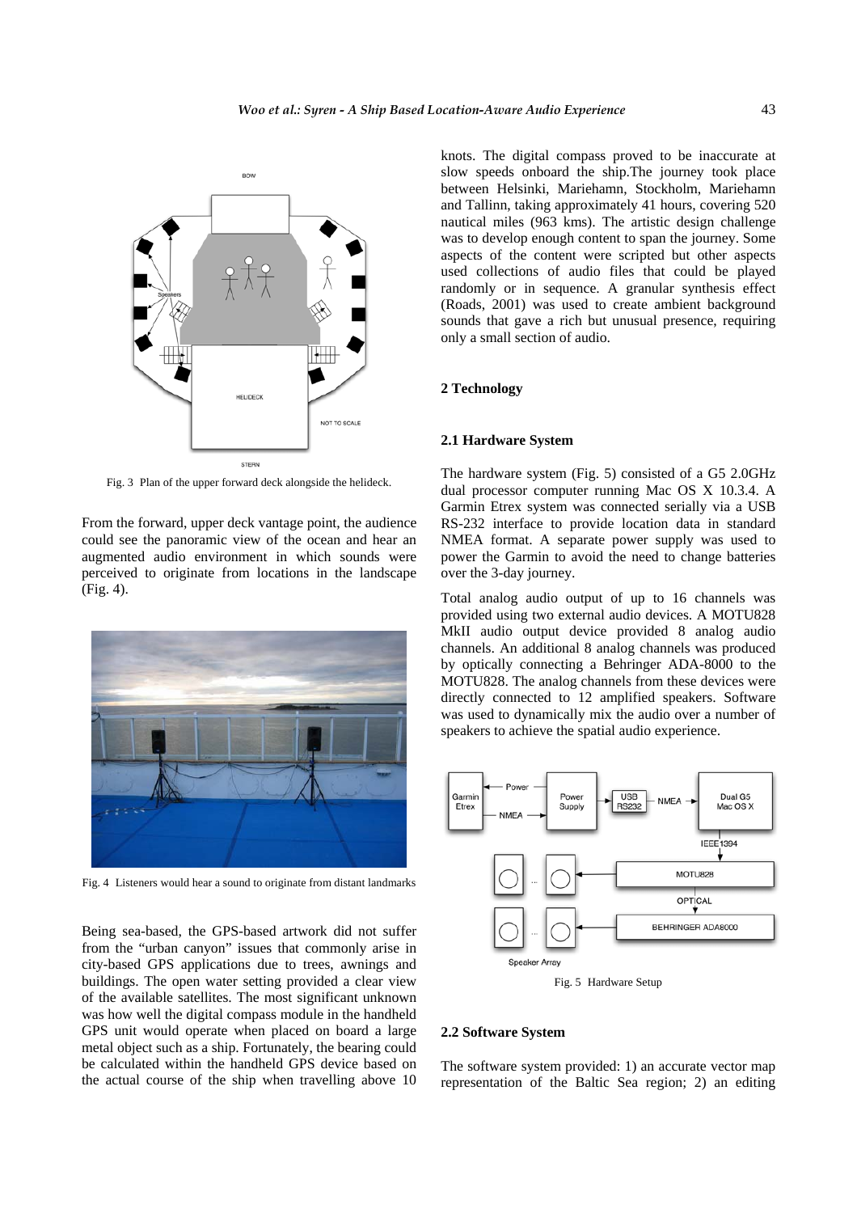Fig. 3 Plan of the upper forward deck alongside the helideck.

From the forward, upper deck vantage point, the audience could see the panoramic view of the ocean and hear an augmented audio environment in which sounds were perceived to originate from locations in the landscape (Fig. 4).

Fig. 4 Listeners would hear a sound to originate from distant landmarks

Being sea-based, the GPS-based artwork did not suffer from the "urban canyon" issues that commonly arise in city-based GPS applications due to trees, awnings and buildings. The open water setting provided a clear view of the available satellites. The most significant unknown was how well the digital compass module in the handheld GPS unit would operate when placed on board a large metal object such as a ship. Fortunately, the bearing could be calculated within the handheld GPS device based on the actual course of the ship when travelling above 10 knots. The digital compass proved to be inaccurate at slow speeds onboard the ship.The journey took place between Helsinki, Mariehamn, Stockholm, Mariehamn and Tallinn, taking approximately 41 hours, covering 520 nautical miles (963 kms). The artistic design challenge was to develop enough content to span the journey. Some aspects of the content were scripted but other aspects used collections of audio files that could be played randomly or in sequence. A granular synthesis effect (Roads, 2001) was used to create ambient background sounds that gave a rich but unusual presence, requiring only a small section of audio.

## 2 Technology

### 2.1 Hardware System

The hardware system (Fig. 5) consisted of a G5 2.0GHz dual processor computer running Mac OS X 10.3.4. A Garmin Etrex system was connected serially via a USB RS-232 interface to provide location data in standard NMEA format. A separate power supply was used to power the Garmin to avoid the need to change batteries over the 3-day journey.

Total analog audio output of up to 16 channels was provided using two external audio devices. A MOTU828 MkII audio output device provided 8 analog audio channels. An additional 8 analog channels was produced by optically connecting a Behringer ADA-8000 to the MOTU828. The analog channels from these devices were directly connected to 12 amplified speakers. Software was used to dynamically mix the audio over a number of speakers to achieve the spatial audio experience.

Fig. 5 Hardware Setup

### 2.2 Software System

The software system provided: 1) an accurate vector map representation of the Baltic Sea region; 2) an editing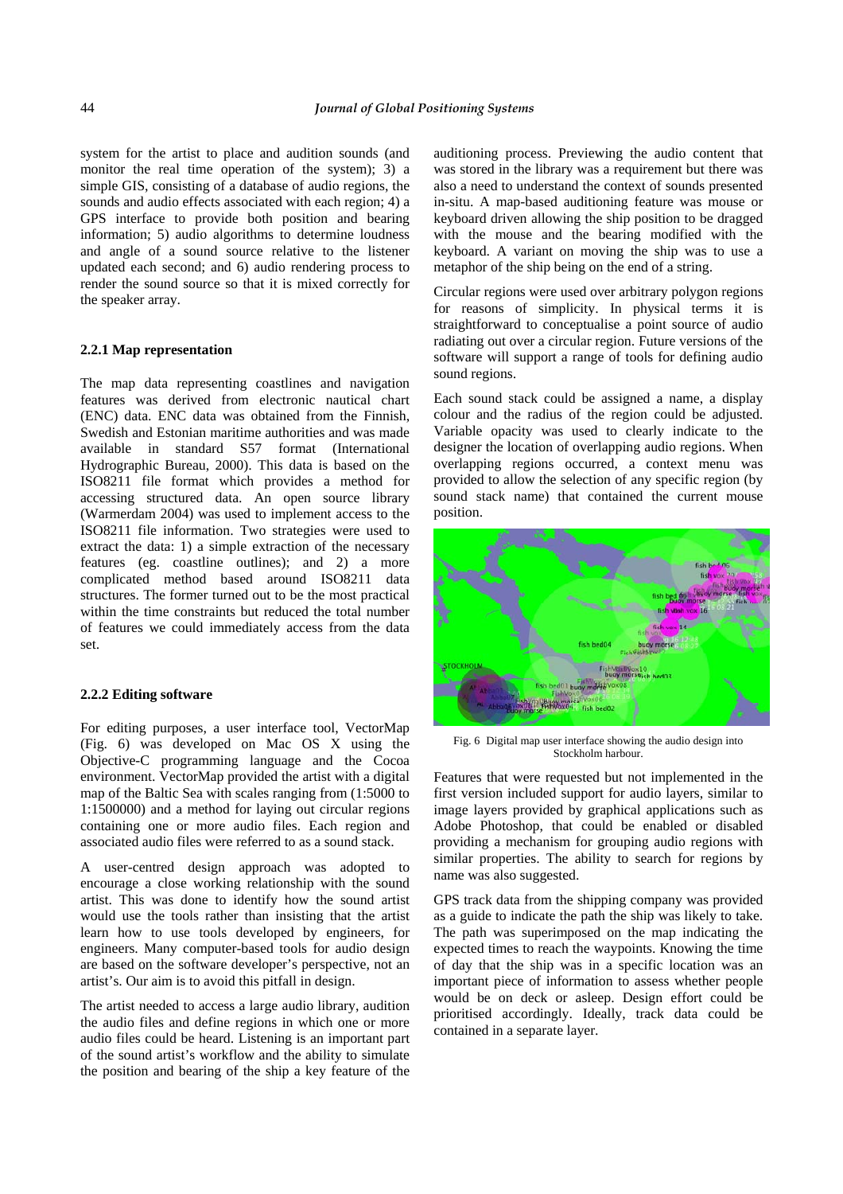system for the artist to place and audition sounds (and monitor the real time operation of the system); 3) a simple GIS, consisting of a database of audio regions, the sounds and audio effects associated with each region; 4) a GPS interface to provide both position and bearing information; 5) audio algorithms to determine loudness and angle of a sound source relative to the listener updated each second; and 6) audio rendering process to render the sound source so that it is mixed correctly for the speaker array.

### 2.2.1 Map representation

The map data representing coastlines and navigation features was derived from electronic nautical chart (ENC) data. ENC data was obtained from the Finnish, Swedish and Estonian maritime authorities and was made available in standard S57 format (International Hydrographic Bureau, 2000). This data is based on the ISO8211 file format which provides a method for accessing structured data. An open source library (Warmerdam 2004) was used to implement access to the ISO8211 file information. Two strategies were used to extract the data: 1) a simple extraction of the necessary features (eg. coastline outlines); and 2) a more complicated method based around ISO8211 data structures. The former turned out to be the most practical within the time constraints but reduced the total number of features we could immediately access from the data set.

### 2.2.2 Editing software

For editing purposes, a user interface tool, VectorMap (Fig. 6) was developed on Mac OS X using the Objective-C programming language and the Cocoa environment. VectorMap provided the artist with a digital map of the Baltic Sea with scales ranging from (1:5000 to 1:1500000) and a method for laying out circular regions containing one or more audio files. Each region and associated audio files were referred to as a sound stack.

A user-centred design approach was adopted to encourage a close working relationship with the sound artist. This was done to identify how the sound artist would use the tools rather than insisting that the artist learn how to use tools developed by engineers, for engineers. Many computer-based tools for audio design are based on the software developer's perspective, not an artist's. Our aim is to avoid this pitfall in design.

The artist needed to access a large audio library, audition the audio files and define regions in which one or more audio files could be heard. Listening is an important part of the sound artist's workflow and the ability to simulate the position and bearing of the ship a key feature of the auditioning process. Previewing the audio content that was stored in the library was a requirement but there was also a need to understand the context of sounds presented in-situ. A map-based auditioning feature was mouse or keyboard driven allowing the ship position to be dragged with the mouse and the bearing modified with the keyboard. A variant on moving the ship was to use a metaphor of the ship being on the end of a string.

Circular regions were used over arbitrary polygon regions for reasons of simplicity. In physical terms it is straightforward to conceptualise a point source of audio radiating out over a circular region. Future versions of the software will support a range of tools for defining audio sound regions.

Each sound stack could be assigned a name, a display colour and the radius of the region could be adjusted. Variable opacity was used to clearly indicate to the designer the location of overlapping audio regions. When overlapping regions occurred, a context menu was provided to allow the selection of any specific region (by sound stack name) that contained the current mouse position.

Fig. 6 Digital map user interface showing the audio design into Stockholm harbour.

Features that were requested but not implemented in the first version included support for audio layers, similar to image layers provided by graphical applications such as Adobe Photoshop, that could be enabled or disabled providing a mechanism for grouping audio regions with similar properties. The ability to search for regions by name was also suggested.

GPS track data from the shipping company was provided as a guide to indicate the path the ship was likely to take. The path was superimposed on the map indicating the expected times to reach the waypoints. Knowing the time of day that the ship was in a specific location was an important piece of information to assess whether people would be on deck or asleep. Design effort could be prioritised accordingly. Ideally, track data could be contained in a separate layer.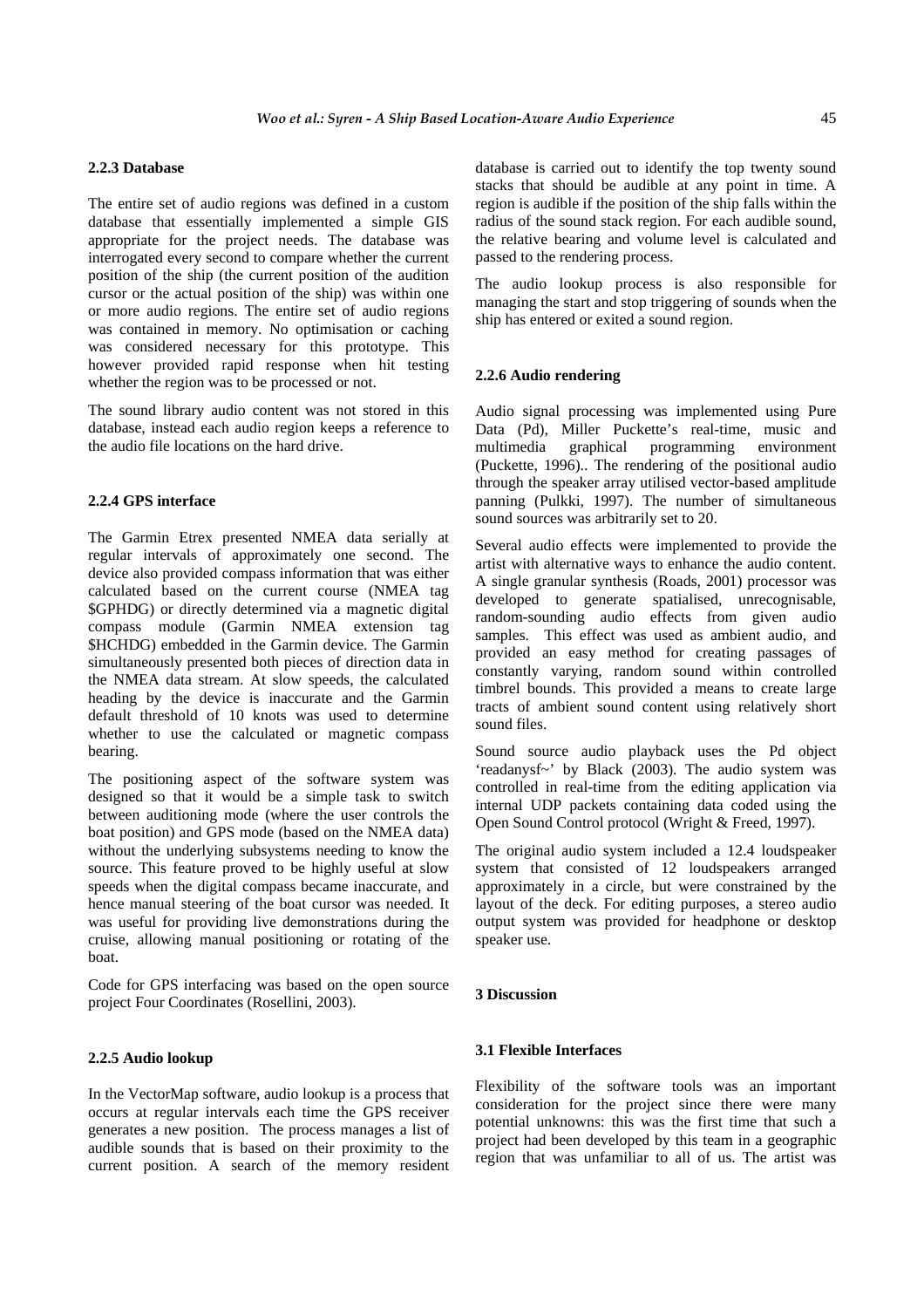### 2.2.3 Database

The entire set of audio regions was defined in a custom database that essentially implemented a simple GIS appropriate for the project needs. The database was interrogated every second to compare whether the current position of the ship (the current position of the audition cursor or the actual position of the ship) was within one or more audio regions. The entire set of audio regions was contained in memory. No optimisation or caching was considered necessary for this prototype. This however provided rapid response when hit testing whether the region was to be processed or not.

The sound library audio content was not stored in this database, instead each audio region keeps a reference to the audio file locations on the hard drive.

### 2.2.4 GPS interface

The Garmin Etrex presented NMEA data serially at regular intervals of approximately one second. The device also provided compass information that was either calculated based on the current course (NMEA tag $GPHDG) or directly determined via a magnetic digital compass module (Garmin NMEA extension tag $HCHDG) embedded in the Garmin device. The Garmin simultaneously presented both pieces of direction data in the NMEA data stream. At slow speeds, the calculated heading by the device is inaccurate and the Garmin default threshold of 10 knots was used to determine whether to use the calculated or magnetic compass bearing.

The positioning aspect of the software system was designed so that it would be a simple task to switch between auditioning mode (where the user controls the boat position) and GPS mode (based on the NMEA data) without the underlying subsystems needing to know the source. This feature proved to be highly useful at slow speeds when the digital compass became inaccurate, and hence manual steering of the boat cursor was needed. It was useful for providing live demonstrations during the cruise, allowing manual positioning or rotating of the boat.

Code for GPS interfacing was based on the open source project Four Coordinates (Rosellini, 2003).

### 2.2.5 Audio lookup

In the VectorMap software, audio lookup is a process that occurs at regular intervals each time the GPS receiver generates a new position. The process manages a list of audible sounds that is based on their proximity to the current position. A search of the memory resident database is carried out to identify the top twenty sound stacks that should be audible at any point in time. A region is audible if the position of the ship falls within the radius of the sound stack region. For each audible sound, the relative bearing and volume level is calculated and passed to the rendering process.

The audio lookup process is also responsible for managing the start and stop triggering of sounds when the ship has entered or exited a sound region.

### 2.2.6 Audio rendering

Audio signal processing was implemented using Pure Data (Pd), Miller Puckette's real-time, music and multimedia graphical programming environment (Puckette, 1996).. The rendering of the positional audio through the speaker array utilised vector-based amplitude panning (Pulkki, 1997). The number of simultaneous sound sources was arbitrarily set to 20.

Several audio effects were implemented to provide the artist with alternative ways to enhance the audio content. A single granular synthesis (Roads, 2001) processor was developed to generate spatialised, unrecognisable, random-sounding audio effects from given audio samples. This effect was used as ambient audio, and provided an easy method for creating passages of constantly varying, random sound within controlled timbrel bounds. This provided a means to create large tracts of ambient sound content using relatively short sound files.

Sound source audio playback uses the Pd object 'readanysf~' by Black (2003). The audio system was controlled in real-time from the editing application via internal UDP packets containing data coded using the Open Sound Control protocol (Wright & Freed, 1997).

The original audio system included a 12.4 loudspeaker system that consisted of 12 loudspeakers arranged approximately in a circle, but were constrained by the layout of the deck. For editing purposes, a stereo audio output system was provided for headphone or desktop speaker use.

## 3 Discussion

### 3.1 Flexible Interfaces

Flexibility of the software tools was an important consideration for the project since there were many potential unknowns: this was the first time that such a project had been developed by this team in a geographic region that was unfamiliar to all of us. The artist was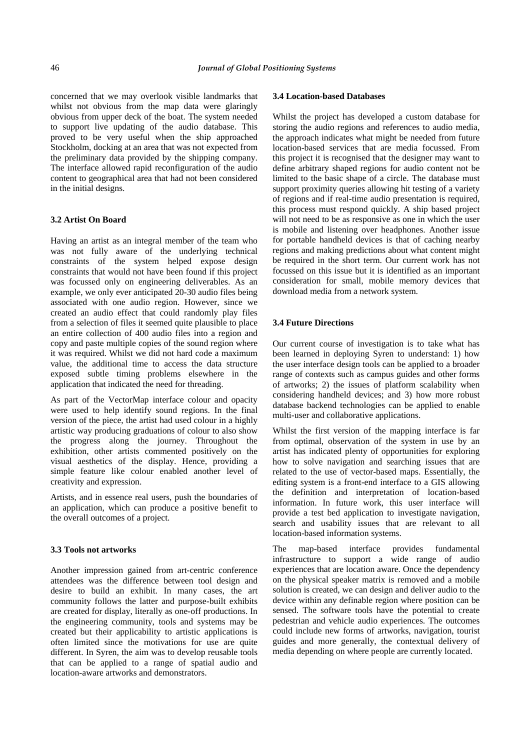concerned that we may overlook visible landmarks that whilst not obvious from the map data were glaringly obvious from upper deck of the boat. The system needed to support live updating of the audio database. This proved to be very useful when the ship approached Stockholm, docking at an area that was not expected from the preliminary data provided by the shipping company. The interface allowed rapid reconfiguration of the audio content to geographical area that had not been considered in the initial designs.

### 3.2 Artist On Board

Having an artist as an integral member of the team who was not fully aware of the underlying technical constraints of the system helped expose design constraints that would not have been found if this project was focussed only on engineering deliverables. As an example, we only ever anticipated 20-30 audio files being associated with one audio region. However, since we created an audio effect that could randomly play files from a selection of files it seemed quite plausible to place an entire collection of 400 audio files into a region and copy and paste multiple copies of the sound region where it was required. Whilst we did not hard code a maximum value, the additional time to access the data structure exposed subtle timing problems elsewhere in the application that indicated the need for threading.

As part of the VectorMap interface colour and opacity were used to help identify sound regions. In the final version of the piece, the artist had used colour in a highly artistic way producing graduations of colour to also show the progress along the journey. Throughout the exhibition, other artists commented positively on the visual aesthetics of the display. Hence, providing a simple feature like colour enabled another level of creativity and expression.

Artists, and in essence real users, push the boundaries of an application, which can produce a positive benefit to the overall outcomes of a project.

### 3.3 Tools not artworks

Another impression gained from art-centric conference attendees was the difference between tool design and desire to build an exhibit. In many cases, the art community follows the latter and purpose-built exhibits are created for display, literally as one-off productions. In the engineering community, tools and systems may be created but their applicability to artistic applications is often limited since the motivations for use are quite different. In Syren, the aim was to develop reusable tools that can be applied to a range of spatial audio and location-aware artworks and demonstrators.

### 3.4 Location-based Databases

Whilst the project has developed a custom database for storing the audio regions and references to audio media, the approach indicates what might be needed from future location-based services that are media focussed. From this project it is recognised that the designer may want to define arbitrary shaped regions for audio content not be limited to the basic shape of a circle. The database must support proximity queries allowing hit testing of a variety of regions and if real-time audio presentation is required, this process must respond quickly. A ship based project will not need to be as responsive as one in which the user is mobile and listening over headphones. Another issue for portable handheld devices is that of caching nearby regions and making predictions about what content might be required in the short term. Our current work has not focussed on this issue but it is identified as an important consideration for small, mobile memory devices that download media from a network system.

### 3.4 Future Directions

Our current course of investigation is to take what has been learned in deploying Syren to understand: 1) how the user interface design tools can be applied to a broader range of contexts such as campus guides and other forms of artworks; 2) the issues of platform scalability when considering handheld devices; and 3) how more robust database backend technologies can be applied to enable multi-user and collaborative applications.

Whilst the first version of the mapping interface is far from optimal, observation of the system in use by an artist has indicated plenty of opportunities for exploring how to solve navigation and searching issues that are related to the use of vector-based maps. Essentially, the editing system is a front-end interface to a GIS allowing the definition and interpretation of location-based information. In future work, this user interface will provide a test bed application to investigate navigation, search and usability issues that are relevant to all location-based information systems.

The map-based interface provides fundamental infrastructure to support a wide range of audio experiences that are location aware. Once the dependency on the physical speaker matrix is removed and a mobile solution is created, we can design and deliver audio to the device within any definable region where position can be sensed. The software tools have the potential to create pedestrian and vehicle audio experiences. The outcomes could include new forms of artworks, navigation, tourist guides and more generally, the contextual delivery of media depending on where people are currently located.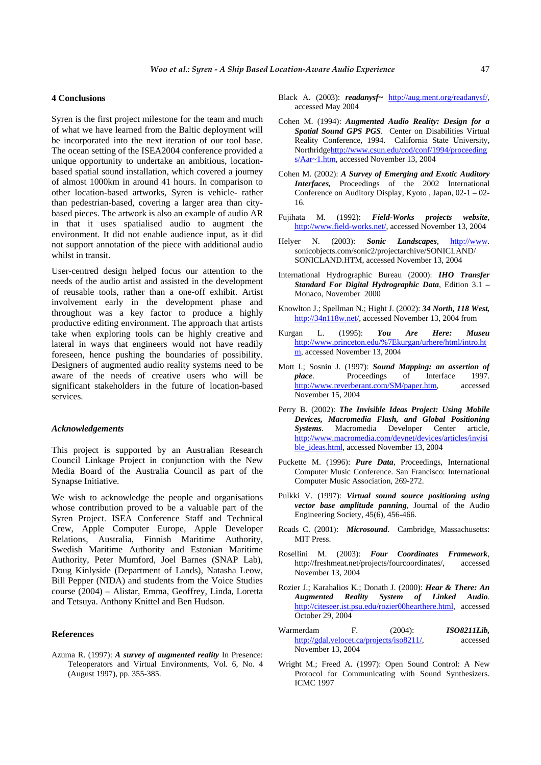## 4 Conclusions

Syren is the first project milestone for the team and much of what we have learned from the Baltic deployment will be incorporated into the next iteration of our tool base. The ocean setting of the ISEA2004 conference provided a unique opportunity to undertake an ambitious, location-based spatial sound installation, which covered a journey of almost 1000km in around 41 hours. In comparison to other location-based artworks, Syren is vehicle- rather than pedestrian-based, covering a larger area than city-based pieces. The artwork is also an example of audio AR in that it uses spatialised audio to augment the environment. It did not enable audience input, as it did not support annotation of the piece with additional audio whilst in transit.

User-centred design helped focus our attention to the needs of the audio artist and assisted in the development of reusable tools, rather than a one-off exhibit. Artist involvement early in the development phase and throughout was a key factor to produce a highly productive editing environment. The approach that artists take when exploring tools can be highly creative and lateral in ways that engineers would not have readily foreseen, hence pushing the boundaries of possibility. Designers of augmented audio reality systems need to be aware of the needs of creative users who will be significant stakeholders in the future of location-based services.

### *Acknowledgements*

This project is supported by an Australian Research Council Linkage Project in conjunction with the New Media Board of the Australia Council as part of the Synapse Initiative.

We wish to acknowledge the people and organisations whose contribution proved to be a valuable part of the Syren Project. ISEA Conference Staff and Technical Crew, Apple Computer Europe, Apple Developer Relations, Australia, Finnish Maritime Authority, Swedish Maritime Authority and Estonian Maritime Authority, Peter Mumford, Joel Barnes (SNAP Lab), Doug Kinlyside (Department of Lands), Natasha Leow, Bill Pepper (NIDA) and students from the Voice Studies course (2004) – Alistar, Emma, Geoffrey, Linda, Loretta and Tetsuya. Anthony Knittel and Ben Hudson.

## References

Azuma R. (1997): ***A survey of augmented reality*** In Presence: Teleoperators and Virtual Environments, Vol. 6, No. 4 (August 1997), pp. 355-385.

Black A. (2003): ***readanysf~*** http://aug.ment.org/readanysf/, accessed May 2004

Cohen M. (1994): ***Augmented Audio Reality: Design for a Spatial Sound GPS PGS***. Center on Disabilities Virtual Reality Conference, 1994. California State University, Northridge http://www.csun.edu/cod/conf/1994/proceedings/Aar~1.htm, accessed November 13, 2004

Cohen M. (2002): ***A Survey of Emerging and Exotic Auditory Interfaces,*** Proceedings of the 2002 International Conference on Auditory Display, Kyoto , Japan, 02-1 – 02-16.

Fujihata M. (1992): ***Field-Works projects website***, http://www.field-works.net/, accessed November 13, 2004

Helyer N. (2003): ***Sonic Landscapes***, http://www.sonicobjects.com/sonic2/projectarchive/SONICLAND/SONICLAND.HTM, accessed November 13, 2004

International Hydrographic Bureau (2000): ***IHO Transfer Standard For Digital Hydrographic Data***, Edition 3.1 – Monaco, November 2000

Knowlton J.; Spellman N.; Hight J. (2002): ***34 North, 118 West,*** http://34n118w.net/, accessed November 13, 2004 from

Kurgan L. (1995): ***You Are Here: Museu*** http://www.princeton.edu/%7Ekurgan/urhere/html/intro.htm, accessed November 13, 2004

Mott I.; Sosnin J. (1997): ***Sound Mapping: an assertion of place***. Proceedings of Interface 1997. http://www.reverberant.com/SM/paper.htm, accessed November 15, 2004

Perry B. (2002): ***The Invisible Ideas Project: Using Mobile Devices, Macromedia Flash, and Global Positioning Systems***. Macromedia Developer Center article, http://www.macromedia.com/devnet/devices/articles/invisible_ideas.html, accessed November 13, 2004

Puckette M. (1996): ***Pure Data***, Proceedings, International Computer Music Conference. San Francisco: International Computer Music Association, 269-272.

Pulkki V. (1997): ***Virtual sound source positioning using vector base amplitude panning***, Journal of the Audio Engineering Society, 45(6), 456-466.

Roads C. (2001): ***Microsound***. Cambridge, Massachusetts: MIT Press.

Rosellini M. (2003): ***Four Coordinates Framework***, http://freshmeat.net/projects/fourcoordinates/, accessed November 13, 2004

Rozier J.; Karahalios K.; Donath J. (2000): ***Hear & There: An Augmented Reality System of Linked Audio***. http://citeseer.ist.psu.edu/rozier00hearthere.html, accessed October 29, 2004

Warmerdam F. (2004): ***ISO8211Lib,*** http://gdal.velocet.ca/projects/iso8211/, accessed November 13, 2004

Wright M.; Freed A. (1997): Open Sound Control: A New Protocol for Communicating with Sound Synthesizers. ICMC 1997